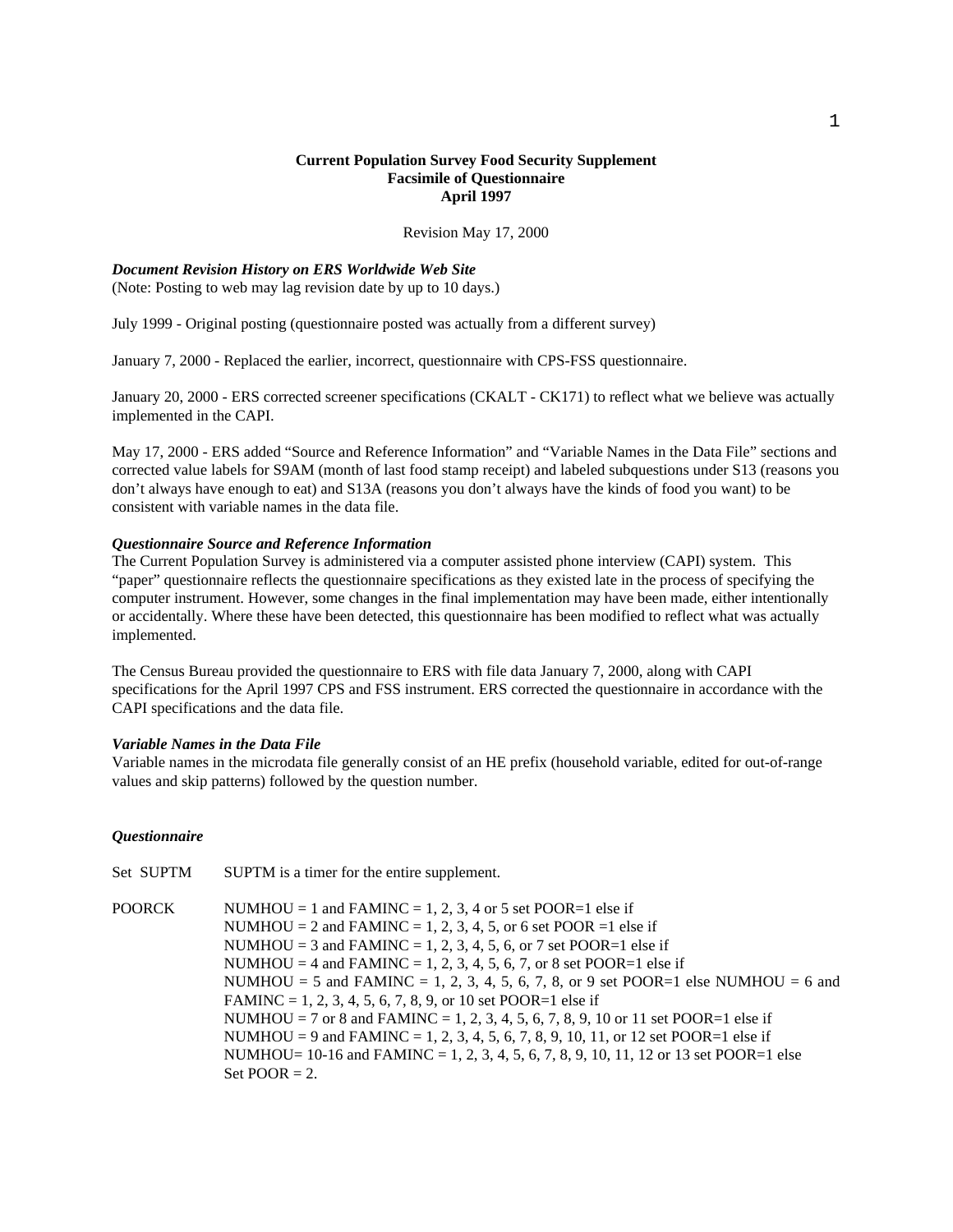# Current Population Survey Food Security Supplement
# Facsimile of Questionnaire
# April 1997

Revision May 17, 2000

***Document Revision History on ERS Worldwide Web Site***
(Note: Posting to web may lag revision date by up to 10 days.)

July 1999 - Original posting (questionnaire posted was actually from a different survey)

January 7, 2000 - Replaced the earlier, incorrect, questionnaire with CPS-FSS questionnaire.

January 20, 2000 - ERS corrected screener specifications (CKALT - CK171) to reflect what we believe was actually implemented in the CAPI.

May 17, 2000 - ERS added "Source and Reference Information" and "Variable Names in the Data File" sections and corrected value labels for S9AM (month of last food stamp receipt) and labeled subquestions under S13 (reasons you don't always have enough to eat) and S13A (reasons you don't always have the kinds of food you want) to be consistent with variable names in the data file.

***Questionnaire Source and Reference Information***
The Current Population Survey is administered via a computer assisted phone interview (CAPI) system. This "paper" questionnaire reflects the questionnaire specifications as they existed late in the process of specifying the computer instrument. However, some changes in the final implementation may have been made, either intentionally or accidentally. Where these have been detected, this questionnaire has been modified to reflect what was actually implemented.

The Census Bureau provided the questionnaire to ERS with file data January 7, 2000, along with CAPI specifications for the April 1997 CPS and FSS instrument. ERS corrected the questionnaire in accordance with the CAPI specifications and the data file.

***Variable Names in the Data File***
Variable names in the microdata file generally consist of an HE prefix (household variable, edited for out-of-range values and skip patterns) followed by the question number.

***Questionnaire***

Set SUPTM — SUPTM is a timer for the entire supplement.

POORCK — NUMHOU = 1 and FAMINC = 1, 2, 3, 4 or 5 set POOR=1 else if
NUMHOU = 2 and FAMINC = 1, 2, 3, 4, 5, or 6 set POOR =1 else if
NUMHOU = 3 and FAMINC = 1, 2, 3, 4, 5, 6, or 7 set POOR=1 else if
NUMHOU = 4 and FAMINC = 1, 2, 3, 4, 5, 6, 7, or 8 set POOR=1 else if
NUMHOU = 5 and FAMINC = 1, 2, 3, 4, 5, 6, 7, 8, or 9 set POOR=1 else NUMHOU = 6 and FAMINC = 1, 2, 3, 4, 5, 6, 7, 8, 9, or 10 set POOR=1 else if
NUMHOU = 7 or 8 and FAMINC = 1, 2, 3, 4, 5, 6, 7, 8, 9, 10 or 11 set POOR=1 else if
NUMHOU = 9 and FAMINC = 1, 2, 3, 4, 5, 6, 7, 8, 9, 10, 11, or 12 set POOR=1 else if
NUMHOU= 10-16 and FAMINC = 1, 2, 3, 4, 5, 6, 7, 8, 9, 10, 11, 12 or 13 set POOR=1 else
Set POOR = 2.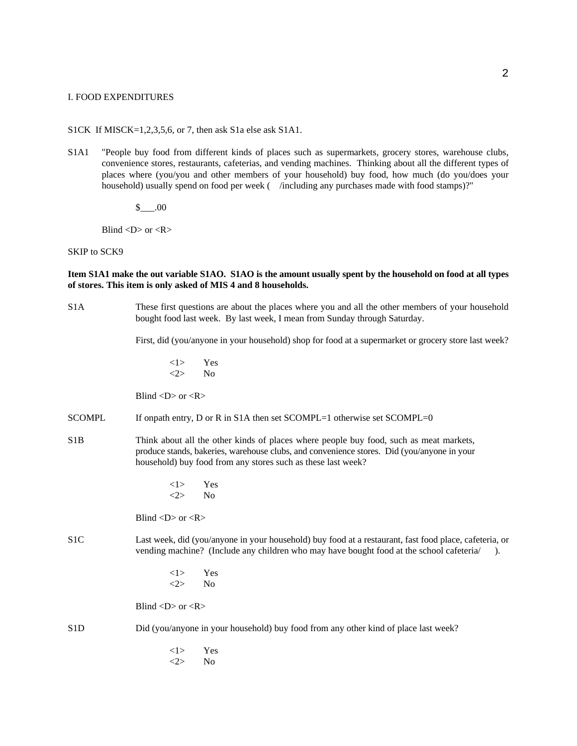I. FOOD EXPENDITURES

S1CK If MISCK=1,2,3,5,6, or 7, then ask S1a else ask S1A1.

S1A1 "People buy food from different kinds of places such as supermarkets, grocery stores, warehouse clubs, convenience stores, restaurants, cafeterias, and vending machines. Thinking about all the different types of places where (you/you and other members of your household) buy food, how much (do you/does your household) usually spend on food per week ( /including any purchases made with food stamps)?"

$___.00

Blind <D> or <R>

SKIP to SCK9

**Item S1A1 make the out variable S1AO. S1AO is the amount usually spent by the household on food at all types of stores. This item is only asked of MIS 4 and 8 households.**

S1A These first questions are about the places where you and all the other members of your household bought food last week. By last week, I mean from Sunday through Saturday.

First, did (you/anyone in your household) shop for food at a supermarket or grocery store last week?

<1> Yes
<2> No

Blind <D> or <R>

SCOMPL If onpath entry, D or R in S1A then set SCOMPL=1 otherwise set SCOMPL=0

S1B Think about all the other kinds of places where people buy food, such as meat markets, produce stands, bakeries, warehouse clubs, and convenience stores. Did (you/anyone in your household) buy food from any stores such as these last week?

<1> Yes
<2> No

Blind <D> or <R>

S1C Last week, did (you/anyone in your household) buy food at a restaurant, fast food place, cafeteria, or vending machine? (Include any children who may have bought food at the school cafeteria/ ).

<1> Yes
<2> No

Blind <D> or <R>

S1D Did (you/anyone in your household) buy food from any other kind of place last week?

<1> Yes
<2> No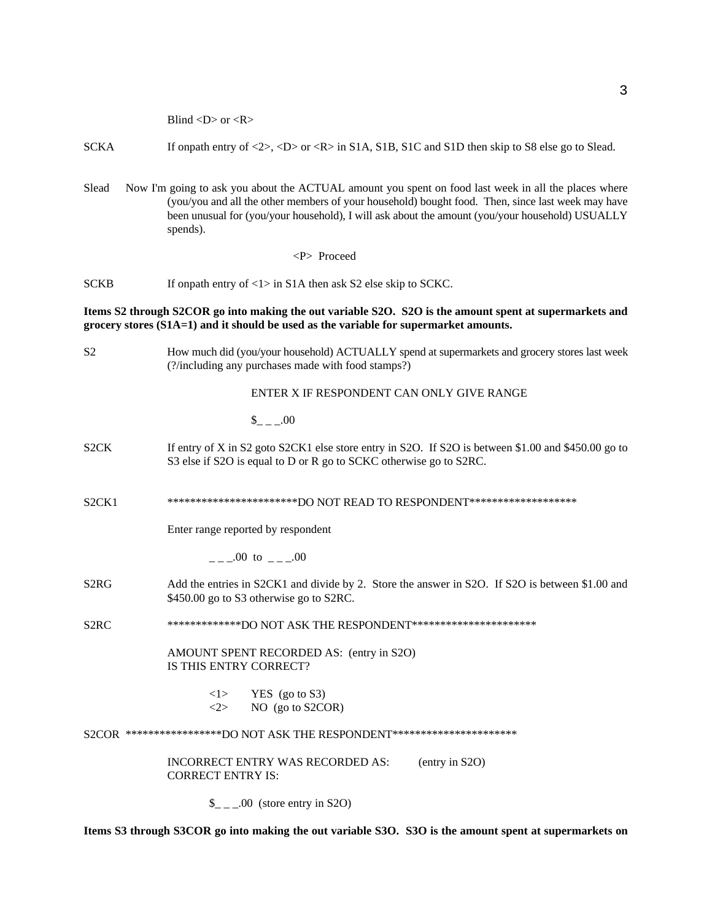Blind <D> or <R>

SCKA If onpath entry of <2>, <D> or <R> in S1A, S1B, S1C and S1D then skip to S8 else go to Slead.

Slead Now I'm going to ask you about the ACTUAL amount you spent on food last week in all the places where (you/you and all the other members of your household) bought food. Then, since last week may have been unusual for (you/your household), I will ask about the amount (you/your household) USUALLY spends).

<P> Proceed

SCKB If onpath entry of <1> in S1A then ask S2 else skip to SCKC.

**Items S2 through S2COR go into making the out variable S2O. S2O is the amount spent at supermarkets and grocery stores (S1A=1) and it should be used as the variable for supermarket amounts.**

S2 How much did (you/your household) ACTUALLY spend at supermarkets and grocery stores last week (?/including any purchases made with food stamps?)

ENTER X IF RESPONDENT CAN ONLY GIVE RANGE

$_ _ _.00

S2CK If entry of X in S2 goto S2CK1 else store entry in S2O. If S2O is between $1.00 and $450.00 go to S3 else if S2O is equal to D or R go to SCKC otherwise go to S2RC.

S2CK1 ************************DO NOT READ TO RESPONDENT********************

Enter range reported by respondent

_ _ _.00 to _ _ _.00

S2RG Add the entries in S2CK1 and divide by 2. Store the answer in S2O. If S2O is between $1.00 and $450.00 go to S3 otherwise go to S2RC.

S2RC *************DO NOT ASK THE RESPONDENT**********************

AMOUNT SPENT RECORDED AS: (entry in S2O)
IS THIS ENTRY CORRECT?

<1> YES (go to S3)
<2> NO (go to S2COR)

S2COR *****************DO NOT ASK THE RESPONDENT**********************

INCORRECT ENTRY WAS RECORDED AS: (entry in S2O)
CORRECT ENTRY IS:

$_ _ _.00 (store entry in S2O)

**Items S3 through S3COR go into making the out variable S3O. S3O is the amount spent at supermarkets on**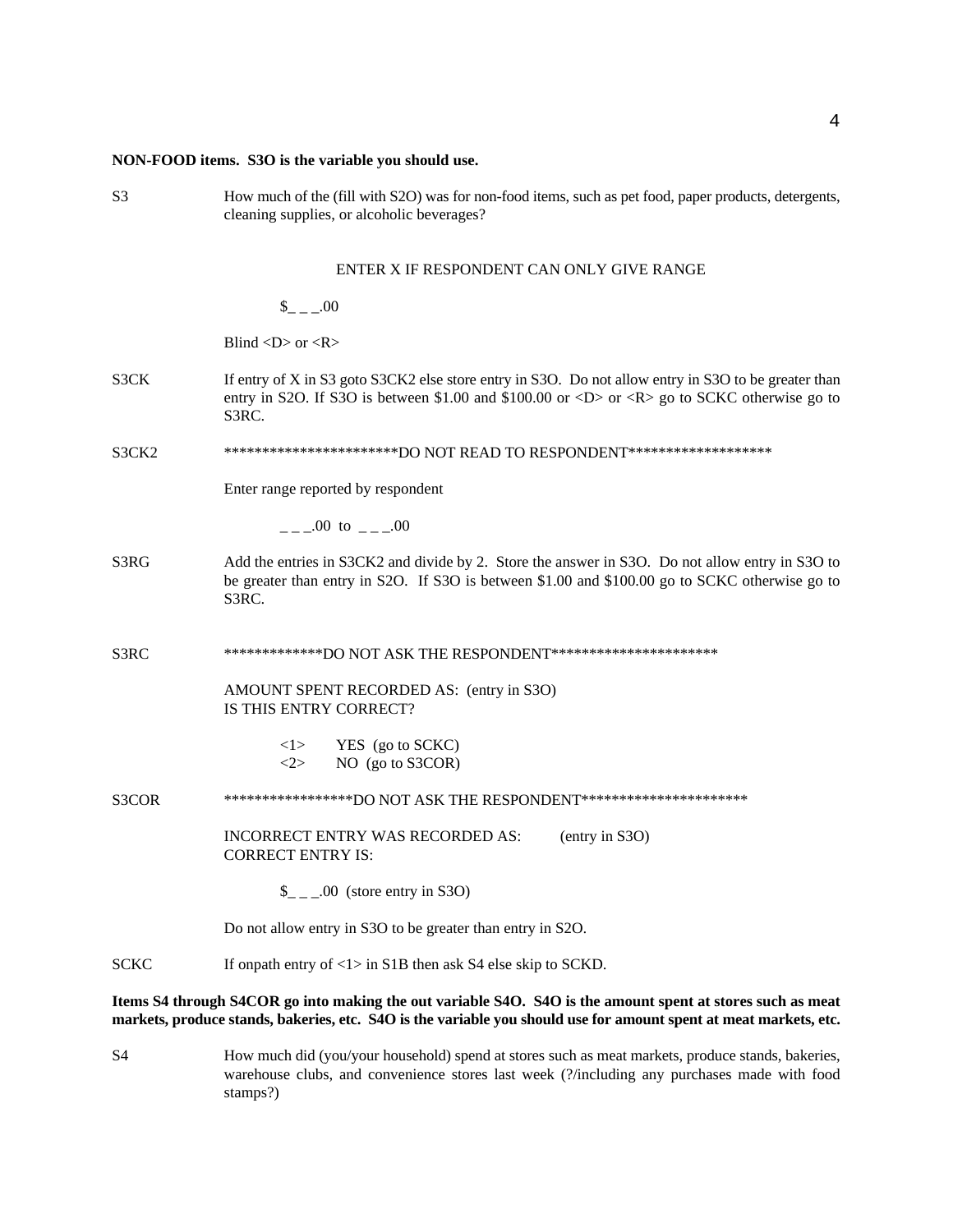**NON-FOOD items. S3O is the variable you should use.**

S3 How much of the (fill with S2O) was for non-food items, such as pet food, paper products, detergents, cleaning supplies, or alcoholic beverages?

ENTER X IF RESPONDENT CAN ONLY GIVE RANGE

$_ _ _.00

Blind <D> or <R>

S3CK If entry of X in S3 goto S3CK2 else store entry in S3O. Do not allow entry in S3O to be greater than entry in S2O. If S3O is between $1.00 and $100.00 or <D> or <R> go to SCKC otherwise go to S3RC.

S3CK2 ***********************DO NOT READ TO RESPONDENT*******************

Enter range reported by respondent

_ _ _.00 to _ _ _.00

S3RG Add the entries in S3CK2 and divide by 2. Store the answer in S3O. Do not allow entry in S3O to be greater than entry in S2O. If S3O is between $1.00 and $100.00 go to SCKC otherwise go to S3RC.

S3RC *************DO NOT ASK THE RESPONDENT**********************

AMOUNT SPENT RECORDED AS: (entry in S3O)
IS THIS ENTRY CORRECT?

<1> YES (go to SCKC)
<2> NO (go to S3COR)

S3COR *****************DO NOT ASK THE RESPONDENT**********************

INCORRECT ENTRY WAS RECORDED AS: (entry in S3O)
CORRECT ENTRY IS:

$_ _ _.00 (store entry in S3O)

Do not allow entry in S3O to be greater than entry in S2O.

SCKC If onpath entry of <1> in S1B then ask S4 else skip to SCKD.

**Items S4 through S4COR go into making the out variable S4O. S4O is the amount spent at stores such as meat markets, produce stands, bakeries, etc. S4O is the variable you should use for amount spent at meat markets, etc.**

S4 How much did (you/your household) spend at stores such as meat markets, produce stands, bakeries, warehouse clubs, and convenience stores last week (?/including any purchases made with food stamps?)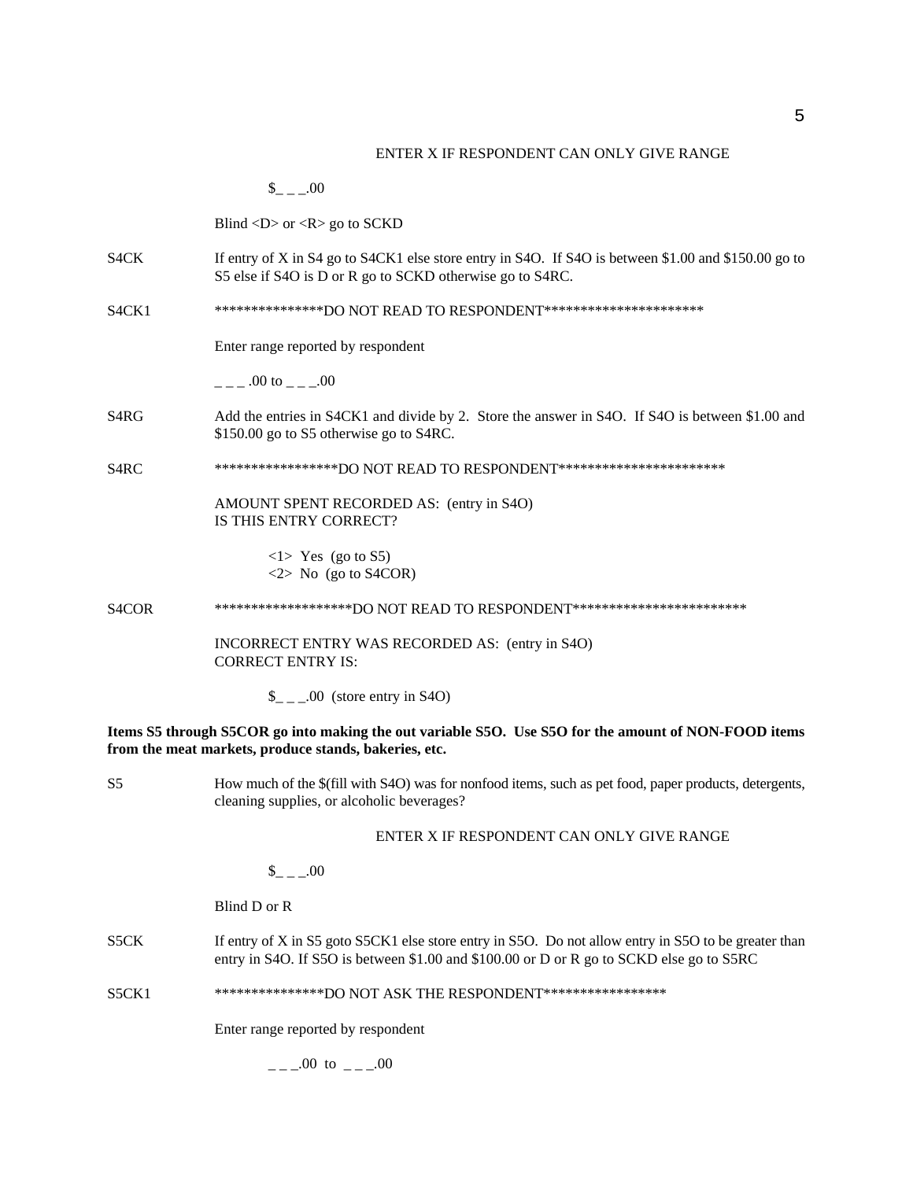ENTER X IF RESPONDENT CAN ONLY GIVE RANGE

$_ _ _.00

Blind <D> or <R> go to SCKD

S4CK If entry of X in S4 go to S4CK1 else store entry in S4O. If S4O is between $1.00 and $150.00 go to S5 else if S4O is D or R go to SCKD otherwise go to S4RC.

S4CK1 ***************DO NOT READ TO RESPONDENT**********************

Enter range reported by respondent

_ _ _ .00 to _ _ _.00

S4RG Add the entries in S4CK1 and divide by 2. Store the answer in S4O. If S4O is between $1.00 and $150.00 go to S5 otherwise go to S4RC.

S4RC *****************DO NOT READ TO RESPONDENT***********************

AMOUNT SPENT RECORDED AS: (entry in S4O)
IS THIS ENTRY CORRECT?

<1> Yes (go to S5)
<2> No (go to S4COR)

S4COR *******************DO NOT READ TO RESPONDENT************************

INCORRECT ENTRY WAS RECORDED AS: (entry in S4O)
CORRECT ENTRY IS:

$_ _ _.00 (store entry in S4O)

**Items S5 through S5COR go into making the out variable S5O. Use S5O for the amount of NON-FOOD items from the meat markets, produce stands, bakeries, etc.**

S5 How much of the $(fill with S4O) was for nonfood items, such as pet food, paper products, detergents, cleaning supplies, or alcoholic beverages?

ENTER X IF RESPONDENT CAN ONLY GIVE RANGE

$_ _ _.00

Blind D or R

S5CK If entry of X in S5 goto S5CK1 else store entry in S5O. Do not allow entry in S5O to be greater than entry in S4O. If S5O is between $1.00 and $100.00 or D or R go to SCKD else go to S5RC

S5CK1 ***************DO NOT ASK THE RESPONDENT*****************

Enter range reported by respondent

_ _ _.00 to _ _ _.00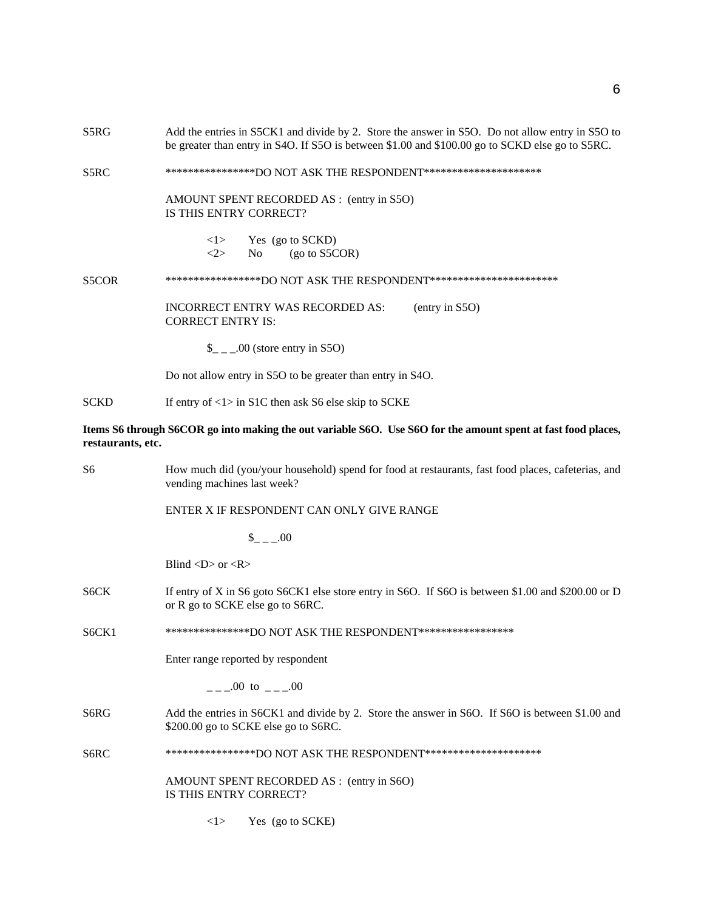S5RG Add the entries in S5CK1 and divide by 2. Store the answer in S5O. Do not allow entry in S5O to be greater than entry in S4O. If S5O is between $1.00 and $100.00 go to SCKD else go to S5RC.

S5RC ****************DO NOT ASK THE RESPONDENT*********************

AMOUNT SPENT RECORDED AS : (entry in S5O)
IS THIS ENTRY CORRECT?

<1> Yes (go to SCKD)
<2> No (go to S5COR)

S5COR *****************DO NOT ASK THE RESPONDENT***********************

INCORRECT ENTRY WAS RECORDED AS: (entry in S5O)
CORRECT ENTRY IS:

$_ _ _.00 (store entry in S5O)

Do not allow entry in S5O to be greater than entry in S4O.

SCKD If entry of <1> in S1C then ask S6 else skip to SCKE

**Items S6 through S6COR go into making the out variable S6O. Use S6O for the amount spent at fast food places, restaurants, etc.**

S6 How much did (you/your household) spend for food at restaurants, fast food places, cafeterias, and vending machines last week?

ENTER X IF RESPONDENT CAN ONLY GIVE RANGE

$_ _ _.00

Blind <D> or <R>

S6CK If entry of X in S6 goto S6CK1 else store entry in S6O. If S6O is between $1.00 and $200.00 or D or R go to SCKE else go to S6RC.

S6CK1 ***************DO NOT ASK THE RESPONDENT*****************

Enter range reported by respondent

_ _ _.00 to _ _ _.00

S6RG Add the entries in S6CK1 and divide by 2. Store the answer in S6O. If S6O is between $1.00 and $200.00 go to SCKE else go to S6RC.

S6RC ****************DO NOT ASK THE RESPONDENT*********************

AMOUNT SPENT RECORDED AS : (entry in S6O)
IS THIS ENTRY CORRECT?

<1> Yes (go to SCKE)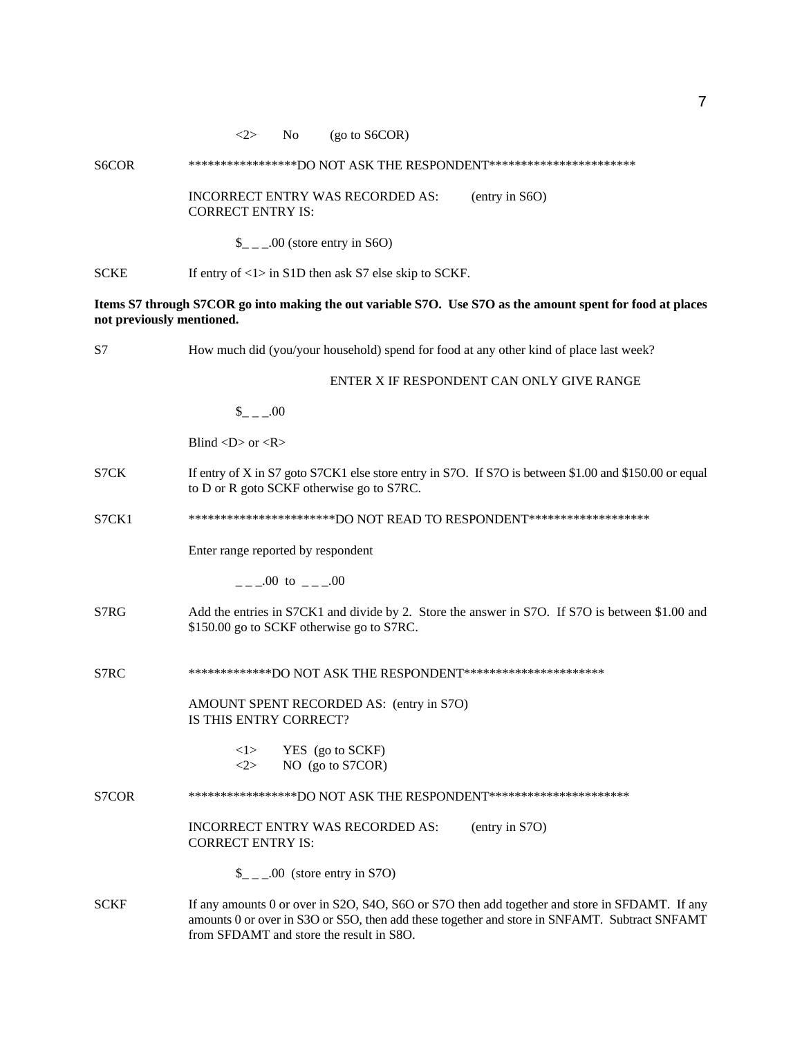<2> No (go to S6COR)

S6COR ******************DO NOT ASK THE RESPONDENT***********************

INCORRECT ENTRY WAS RECORDED AS: (entry in S6O)
CORRECT ENTRY IS:

$_ _ _.00 (store entry in S6O)

SCKE If entry of <1> in S1D then ask S7 else skip to SCKF.

**Items S7 through S7COR go into making the out variable S7O. Use S7O as the amount spent for food at places not previously mentioned.**

S7 How much did (you/your household) spend for food at any other kind of place last week?

ENTER X IF RESPONDENT CAN ONLY GIVE RANGE

$_ _ _.00

Blind <D> or <R>

S7CK If entry of X in S7 goto S7CK1 else store entry in S7O. If S7O is between $1.00 and $150.00 or equal to D or R goto SCKF otherwise go to S7RC.

S7CK1 ***********************DO NOT READ TO RESPONDENT*******************

Enter range reported by respondent

_ _ _.00 to _ _ _.00

S7RG Add the entries in S7CK1 and divide by 2. Store the answer in S7O. If S7O is between $1.00 and $150.00 go to SCKF otherwise go to S7RC.

S7RC *************DO NOT ASK THE RESPONDENT**********************

AMOUNT SPENT RECORDED AS: (entry in S7O)
IS THIS ENTRY CORRECT?

<1> YES (go to SCKF)
<2> NO (go to S7COR)

S7COR ******************DO NOT ASK THE RESPONDENT**********************

INCORRECT ENTRY WAS RECORDED AS: (entry in S7O)
CORRECT ENTRY IS:

$_ _ _.00 (store entry in S7O)

SCKF If any amounts 0 or over in S2O, S4O, S6O or S7O then add together and store in SFDAMT. If any amounts 0 or over in S3O or S5O, then add these together and store in SNFAMT. Subtract SNFAMT from SFDAMT and store the result in S8O.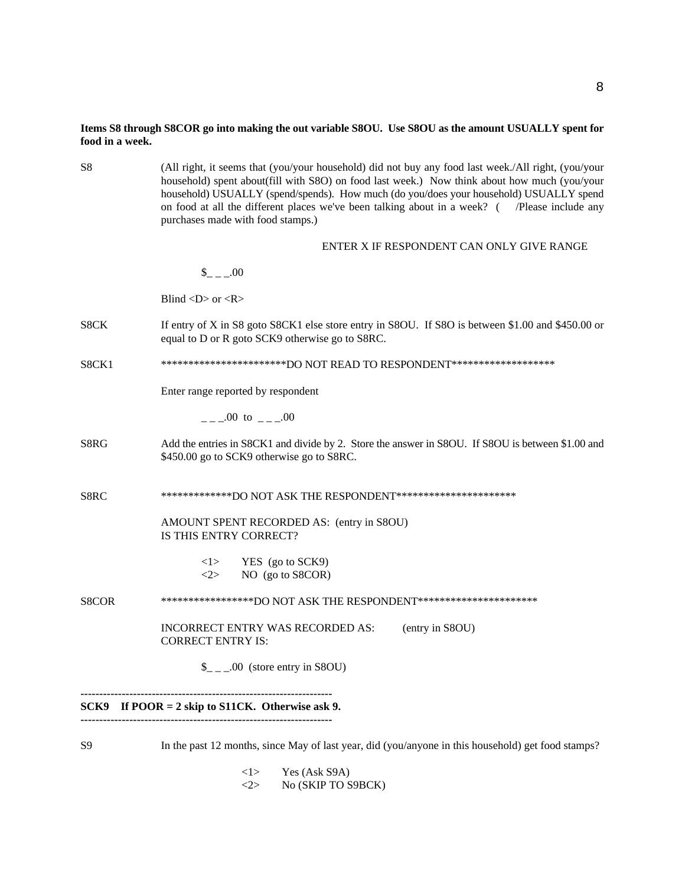**Items S8 through S8COR go into making the out variable S8OU. Use S8OU as the amount USUALLY spent for food in a week.**

S8 (All right, it seems that (you/your household) did not buy any food last week./All right, (you/your household) spent about(fill with S8O) on food last week.) Now think about how much (you/your household) USUALLY (spend/spends). How much (do you/does your household) USUALLY spend on food at all the different places we've been talking about in a week? ( /Please include any purchases made with food stamps.)

ENTER X IF RESPONDENT CAN ONLY GIVE RANGE

$_ _ _.00

Blind <D> or <R>

S8CK If entry of X in S8 goto S8CK1 else store entry in S8OU. If S8O is between $1.00 and $450.00 or equal to D or R goto SCK9 otherwise go to S8RC.

S8CK1 ***********************DO NOT READ TO RESPONDENT*******************

Enter range reported by respondent

_ _ _.00 to _ _ _.00

S8RG Add the entries in S8CK1 and divide by 2. Store the answer in S8OU. If S8OU is between $1.00 and $450.00 go to SCK9 otherwise go to S8RC.

S8RC *************DO NOT ASK THE RESPONDENT**********************

AMOUNT SPENT RECORDED AS: (entry in S8OU)
IS THIS ENTRY CORRECT?

<1> YES (go to SCK9)
<2> NO (go to S8COR)

S8COR *****************DO NOT ASK THE RESPONDENT**********************

INCORRECT ENTRY WAS RECORDED AS: (entry in S8OU)
CORRECT ENTRY IS:

$_ _ _.00 (store entry in S8OU)

------------------------------------------------------------------
**SCK9 If POOR = 2 skip to S11CK. Otherwise ask 9.**
------------------------------------------------------------------

S9 In the past 12 months, since May of last year, did (you/anyone in this household) get food stamps?

<1> Yes (Ask S9A)
<2> No (SKIP TO S9BCK)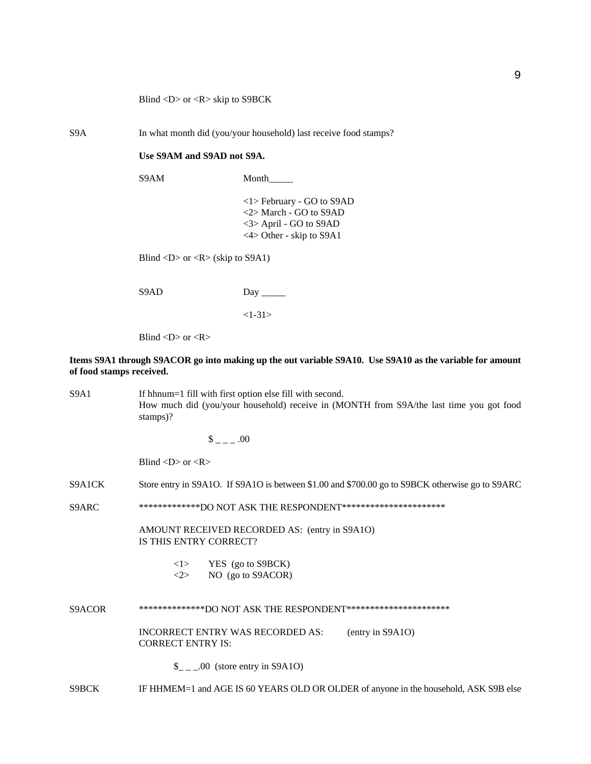Blind <D> or <R> skip to S9BCK

S9A In what month did (you/your household) last receive food stamps?

**Use S9AM and S9AD not S9A.**

S9AM Month_____

<1> February - GO to S9AD
<2> March - GO to S9AD
<3> April - GO to S9AD
<4> Other - skip to S9A1

Blind <D> or <R> (skip to S9A1)

S9AD Day _____

<1-31>

Blind <D> or <R>

**Items S9A1 through S9ACOR go into making up the out variable S9A10. Use S9A10 as the variable for amount of food stamps received.**

S9A1 If hhnum=1 fill with first option else fill with second.
How much did (you/your household) receive in (MONTH from S9A/the last time you got food stamps)?

$ _ _ _ .00

Blind <D> or <R>

S9A1CK Store entry in S9A1O. If S9A1O is between $1.00 and $700.00 go to S9BCK otherwise go to S9ARC

S9ARC *************DO NOT ASK THE RESPONDENT*********************

AMOUNT RECEIVED RECORDED AS: (entry in S9A1O)
IS THIS ENTRY CORRECT?

<1> YES (go to S9BCK)
<2> NO (go to S9ACOR)

S9ACOR **************DO NOT ASK THE RESPONDENT*********************

INCORRECT ENTRY WAS RECORDED AS: (entry in S9A1O)
CORRECT ENTRY IS:

$_ _ _.00 (store entry in S9A1O)

S9BCK IF HHMEM=1 and AGE IS 60 YEARS OLD OR OLDER of anyone in the household, ASK S9B else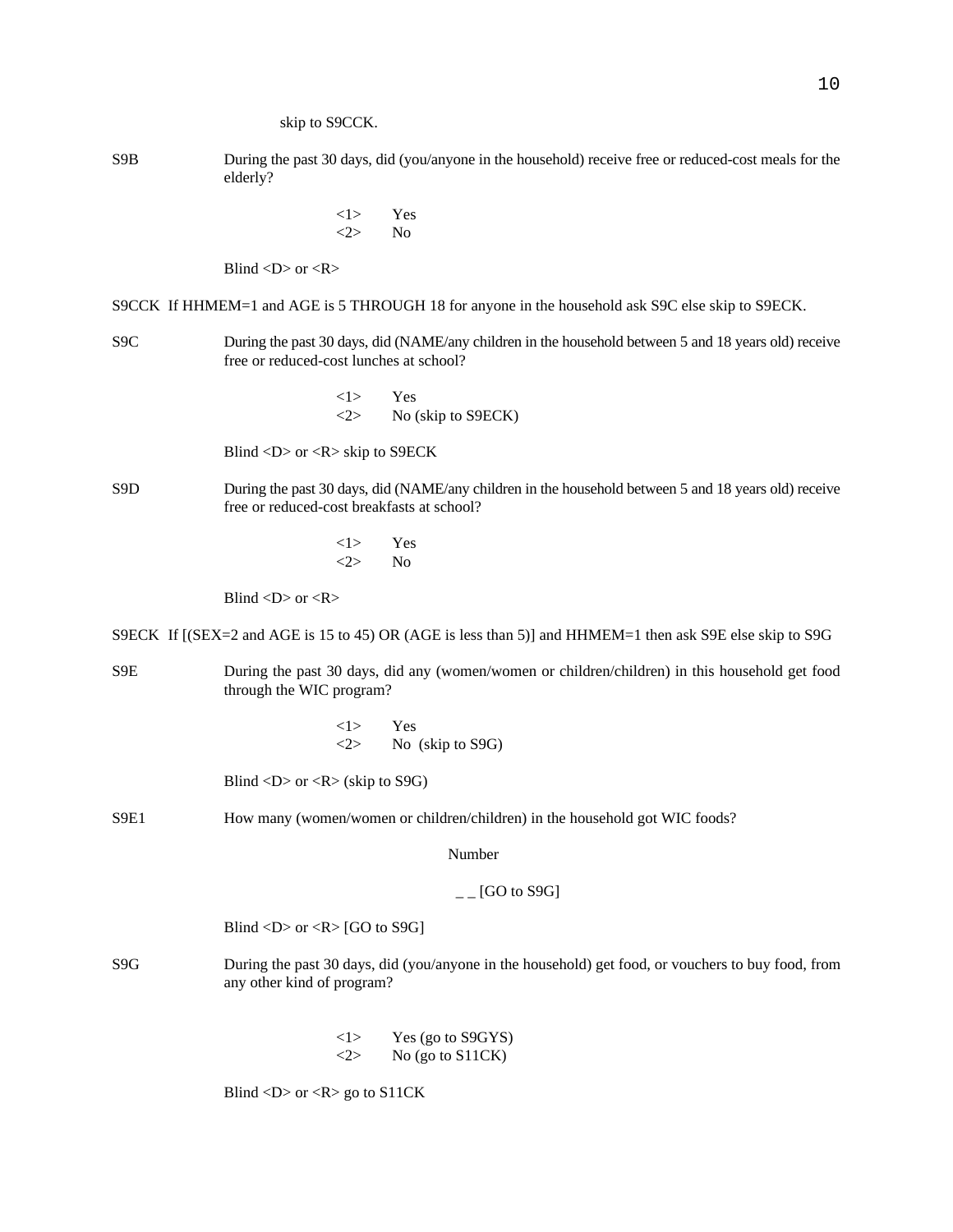skip to S9CCK.

S9B During the past 30 days, did (you/anyone in the household) receive free or reduced-cost meals for the elderly?

<1> Yes
<2> No

Blind <D> or <R>

S9CCK If HHMEM=1 and AGE is 5 THROUGH 18 for anyone in the household ask S9C else skip to S9ECK.

S9C During the past 30 days, did (NAME/any children in the household between 5 and 18 years old) receive free or reduced-cost lunches at school?

<1> Yes
<2> No (skip to S9ECK)

Blind <D> or <R> skip to S9ECK

S9D During the past 30 days, did (NAME/any children in the household between 5 and 18 years old) receive free or reduced-cost breakfasts at school?

<1> Yes
<2> No

Blind <D> or <R>

S9ECK If [(SEX=2 and AGE is 15 to 45) OR (AGE is less than 5)] and HHMEM=1 then ask S9E else skip to S9G

S9E During the past 30 days, did any (women/women or children/children) in this household get food through the WIC program?

<1> Yes
<2> No (skip to S9G)

Blind <D> or <R> (skip to S9G)

S9E1 How many (women/women or children/children) in the household got WIC foods?

Number

_ _ [GO to S9G]

Blind <D> or <R> [GO to S9G]

S9G During the past 30 days, did (you/anyone in the household) get food, or vouchers to buy food, from any other kind of program?

<1> Yes (go to S9GYS)
<2> No (go to S11CK)

Blind <D> or <R> go to S11CK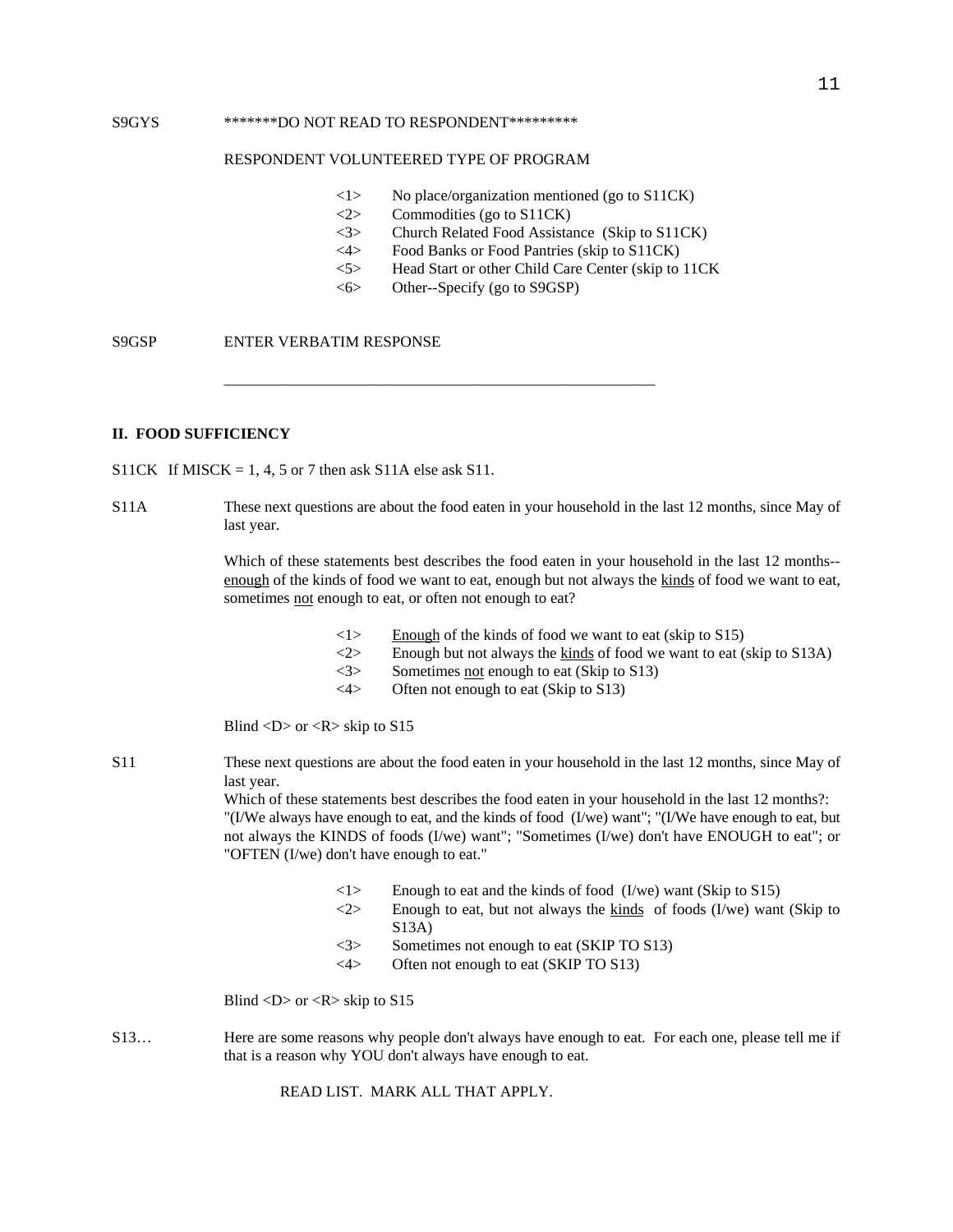S9GYS *******DO NOT READ TO RESPONDENT*********

RESPONDENT VOLUNTEERED TYPE OF PROGRAM

<1> No place/organization mentioned (go to S11CK)
<2> Commodities (go to S11CK)
<3> Church Related Food Assistance (Skip to S11CK)
<4> Food Banks or Food Pantries (skip to S11CK)
<5> Head Start or other Child Care Center (skip to 11CK
<6> Other--Specify (go to S9GSP)

S9GSP ENTER VERBATIM RESPONSE

\_\_\_\_\_\_\_\_\_\_\_\_\_\_\_\_\_\_\_\_\_\_\_\_\_\_\_\_\_\_\_\_\_\_\_\_\_\_\_\_\_\_\_\_\_\_\_\_\_\_\_\_\_\_\_\_

**II. FOOD SUFFICIENCY**

S11CK If MISCK = 1, 4, 5 or 7 then ask S11A else ask S11.

S11A These next questions are about the food eaten in your household in the last 12 months, since May of last year.

Which of these statements best describes the food eaten in your household in the last 12 months--enough of the kinds of food we want to eat, enough but not always the kinds of food we want to eat, sometimes not enough to eat, or often not enough to eat?

<1> Enough of the kinds of food we want to eat (skip to S15)
<2> Enough but not always the kinds of food we want to eat (skip to S13A)
<3> Sometimes not enough to eat (Skip to S13)
<4> Often not enough to eat (Skip to S13)

Blind <D> or <R> skip to S15

S11 These next questions are about the food eaten in your household in the last 12 months, since May of last year.
Which of these statements best describes the food eaten in your household in the last 12 months?: "(I/We always have enough to eat, and the kinds of food (I/we) want"; "(I/We have enough to eat, but not always the KINDS of foods (I/we) want"; "Sometimes (I/we) don't have ENOUGH to eat"; or "OFTEN (I/we) don't have enough to eat."

<1> Enough to eat and the kinds of food (I/we) want (Skip to S15)
<2> Enough to eat, but not always the kinds of foods (I/we) want (Skip to S13A)
<3> Sometimes not enough to eat (SKIP TO S13)
<4> Often not enough to eat (SKIP TO S13)

Blind <D> or <R> skip to S15

S13… Here are some reasons why people don't always have enough to eat. For each one, please tell me if that is a reason why YOU don't always have enough to eat.

READ LIST. MARK ALL THAT APPLY.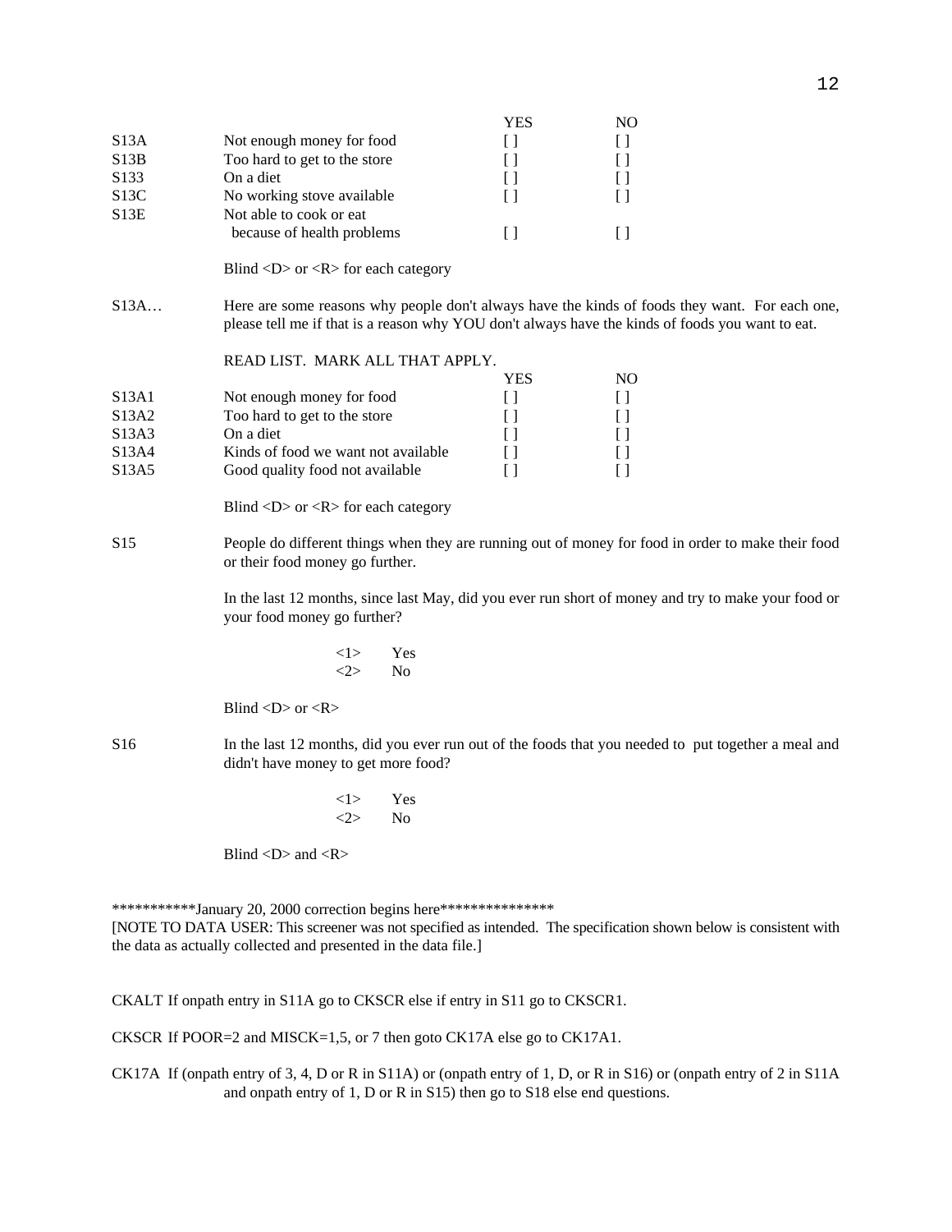| | | YES | NO |
|---|---|---|---|
| S13A | Not enough money for food | [ ] | [ ] |
| S13B | Too hard to get to the store | [ ] | [ ] |
| S133 | On a diet | [ ] | [ ] |
| S13C | No working stove available | [ ] | [ ] |
| S13E | Not able to cook or eat because of health problems | [ ] | [ ] |

Blind <D> or <R> for each category

S13A… Here are some reasons why people don't always have the kinds of foods they want. For each one, please tell me if that is a reason why YOU don't always have the kinds of foods you want to eat.

READ LIST. MARK ALL THAT APPLY.

| | | YES | NO |
|---|---|---|---|
| S13A1 | Not enough money for food | [ ] | [ ] |
| S13A2 | Too hard to get to the store | [ ] | [ ] |
| S13A3 | On a diet | [ ] | [ ] |
| S13A4 | Kinds of food we want not available | [ ] | [ ] |
| S13A5 | Good quality food not available | [ ] | [ ] |

Blind <D> or <R> for each category

S15 People do different things when they are running out of money for food in order to make their food or their food money go further.

In the last 12 months, since last May, did you ever run short of money and try to make your food or your food money go further?

<1> Yes
<2> No

Blind <D> or <R>

S16 In the last 12 months, did you ever run out of the foods that you needed to put together a meal and didn't have money to get more food?

<1> Yes
<2> No

Blind <D> and <R>

***********January 20, 2000 correction begins here***************
[NOTE TO DATA USER: This screener was not specified as intended. The specification shown below is consistent with the data as actually collected and presented in the data file.]

CKALT If onpath entry in S11A go to CKSCR else if entry in S11 go to CKSCR1.

CKSCR If POOR=2 and MISCK=1,5, or 7 then goto CK17A else go to CK17A1.

CK17A If (onpath entry of 3, 4, D or R in S11A) or (onpath entry of 1, D, or R in S16) or (onpath entry of 2 in S11A and onpath entry of 1, D or R in S15) then go to S18 else end questions.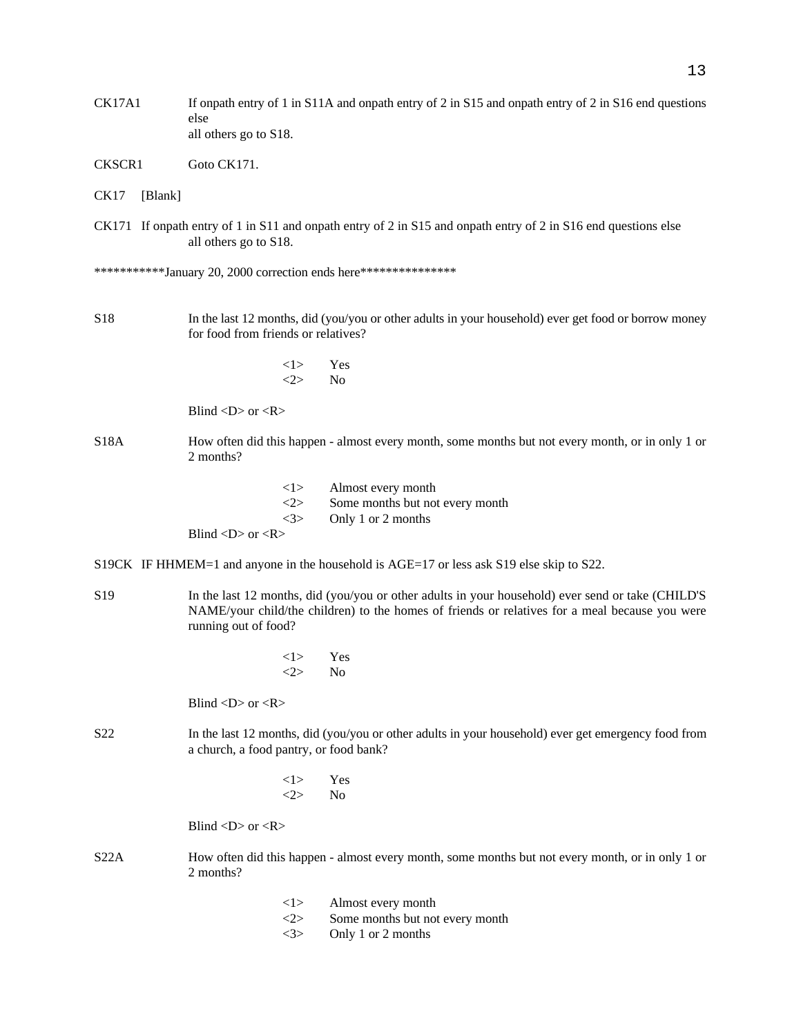CK17A1 If onpath entry of 1 in S11A and onpath entry of 2 in S15 and onpath entry of 2 in S16 end questions else
all others go to S18.

CKSCR1 Goto CK171.

CK17 [Blank]

CK171 If onpath entry of 1 in S11 and onpath entry of 2 in S15 and onpath entry of 2 in S16 end questions else
all others go to S18.

***********January 20, 2000 correction ends here***************

S18 In the last 12 months, did (you/you or other adults in your household) ever get food or borrow money for food from friends or relatives?

<1> Yes
<2> No

Blind <D> or <R>

S18A How often did this happen - almost every month, some months but not every month, or in only 1 or 2 months?

<1> Almost every month
<2> Some months but not every month
<3> Only 1 or 2 months

Blind <D> or <R>

S19CK IF HHMEM=1 and anyone in the household is AGE=17 or less ask S19 else skip to S22.

S19 In the last 12 months, did (you/you or other adults in your household) ever send or take (CHILD'S NAME/your child/the children) to the homes of friends or relatives for a meal because you were running out of food?

<1> Yes
<2> No

Blind <D> or <R>

S22 In the last 12 months, did (you/you or other adults in your household) ever get emergency food from a church, a food pantry, or food bank?

<1> Yes
<2> No

Blind <D> or <R>

S22A How often did this happen - almost every month, some months but not every month, or in only 1 or 2 months?

<1> Almost every month
<2> Some months but not every month
<3> Only 1 or 2 months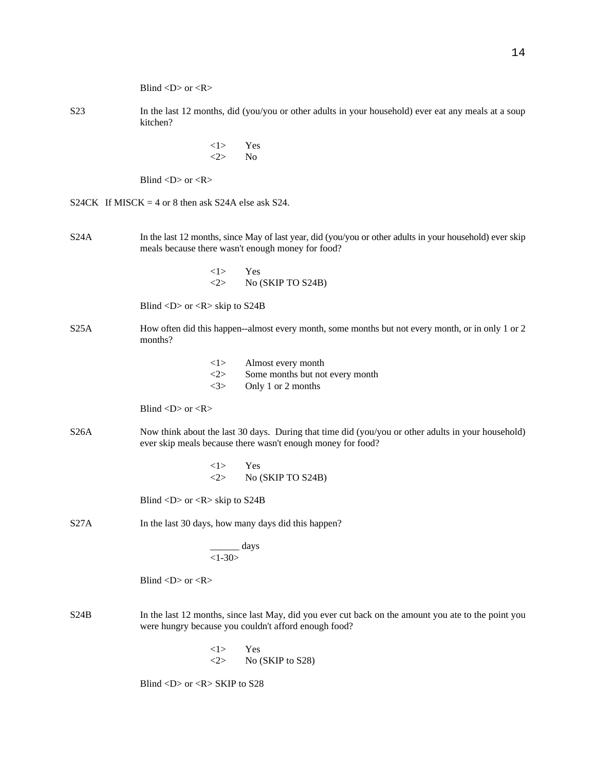Blind <D> or <R>

S23 In the last 12 months, did (you/you or other adults in your household) ever eat any meals at a soup kitchen?

<1> Yes
<2> No

Blind <D> or <R>

S24CK If MISCK = 4 or 8 then ask S24A else ask S24.

S24A In the last 12 months, since May of last year, did (you/you or other adults in your household) ever skip meals because there wasn't enough money for food?

<1> Yes
<2> No (SKIP TO S24B)

Blind <D> or <R> skip to S24B

S25A How often did this happen--almost every month, some months but not every month, or in only 1 or 2 months?

<1> Almost every month
<2> Some months but not every month
<3> Only 1 or 2 months

Blind <D> or <R>

S26A Now think about the last 30 days. During that time did (you/you or other adults in your household) ever skip meals because there wasn't enough money for food?

<1> Yes
<2> No (SKIP TO S24B)

Blind <D> or <R> skip to S24B

S27A In the last 30 days, how many days did this happen?

______ days
<1-30>

Blind <D> or <R>

S24B In the last 12 months, since last May, did you ever cut back on the amount you ate to the point you were hungry because you couldn't afford enough food?

<1> Yes
<2> No (SKIP to S28)

Blind <D> or <R> SKIP to S28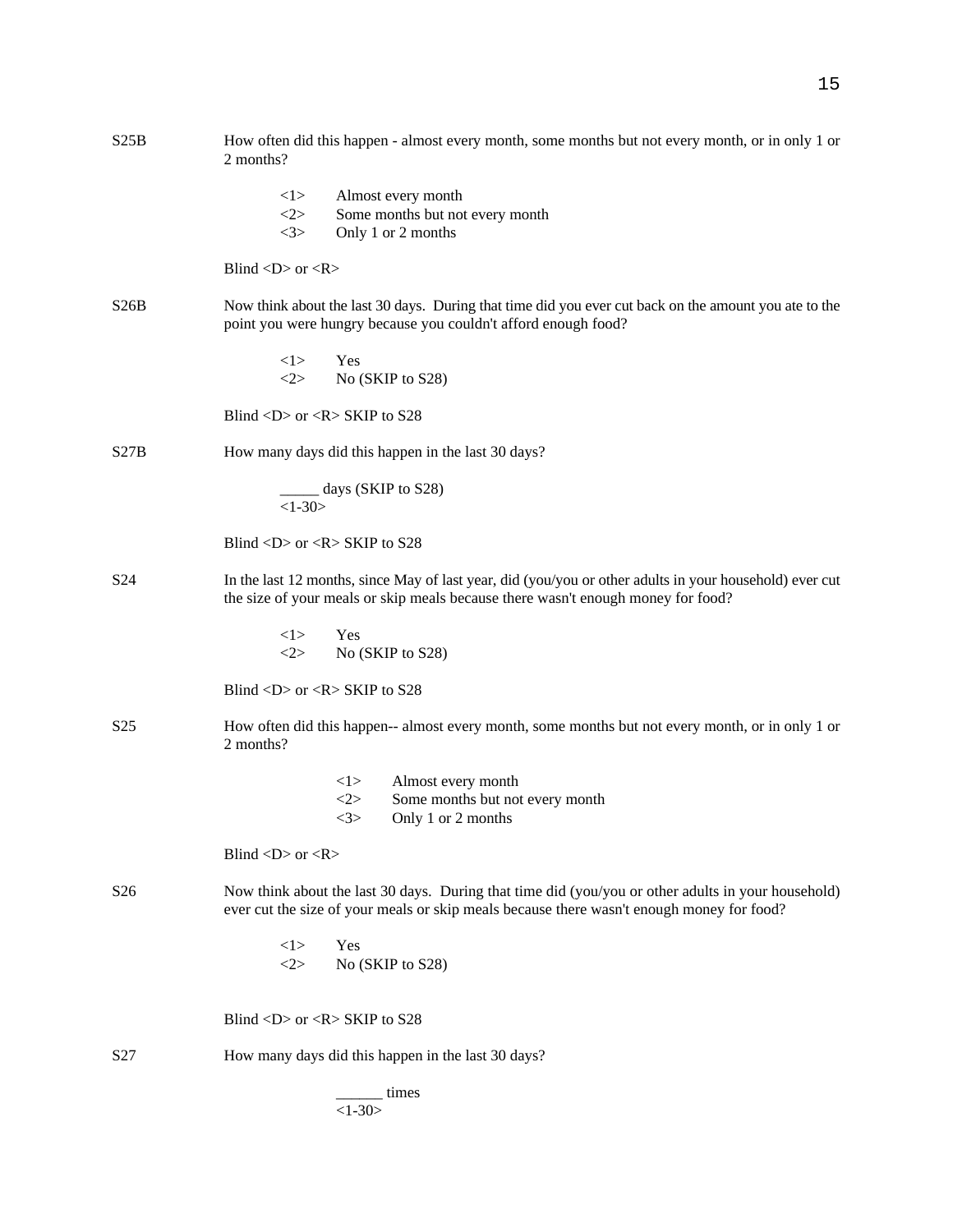S25B How often did this happen - almost every month, some months but not every month, or in only 1 or 2 months?

<1> Almost every month
<2> Some months but not every month
<3> Only 1 or 2 months

Blind <D> or <R>

S26B Now think about the last 30 days. During that time did you ever cut back on the amount you ate to the point you were hungry because you couldn't afford enough food?

<1> Yes
<2> No (SKIP to S28)

Blind <D> or <R> SKIP to S28

S27B How many days did this happen in the last 30 days?

_____ days (SKIP to S28)
<1-30>

Blind <D> or <R> SKIP to S28

S24 In the last 12 months, since May of last year, did (you/you or other adults in your household) ever cut the size of your meals or skip meals because there wasn't enough money for food?

<1> Yes
<2> No (SKIP to S28)

Blind <D> or <R> SKIP to S28

S25 How often did this happen-- almost every month, some months but not every month, or in only 1 or 2 months?

<1> Almost every month
<2> Some months but not every month
<3> Only 1 or 2 months

Blind <D> or <R>

S26 Now think about the last 30 days. During that time did (you/you or other adults in your household) ever cut the size of your meals or skip meals because there wasn't enough money for food?

<1> Yes
<2> No (SKIP to S28)

Blind <D> or <R> SKIP to S28

S27 How many days did this happen in the last 30 days?

______ times
<1-30>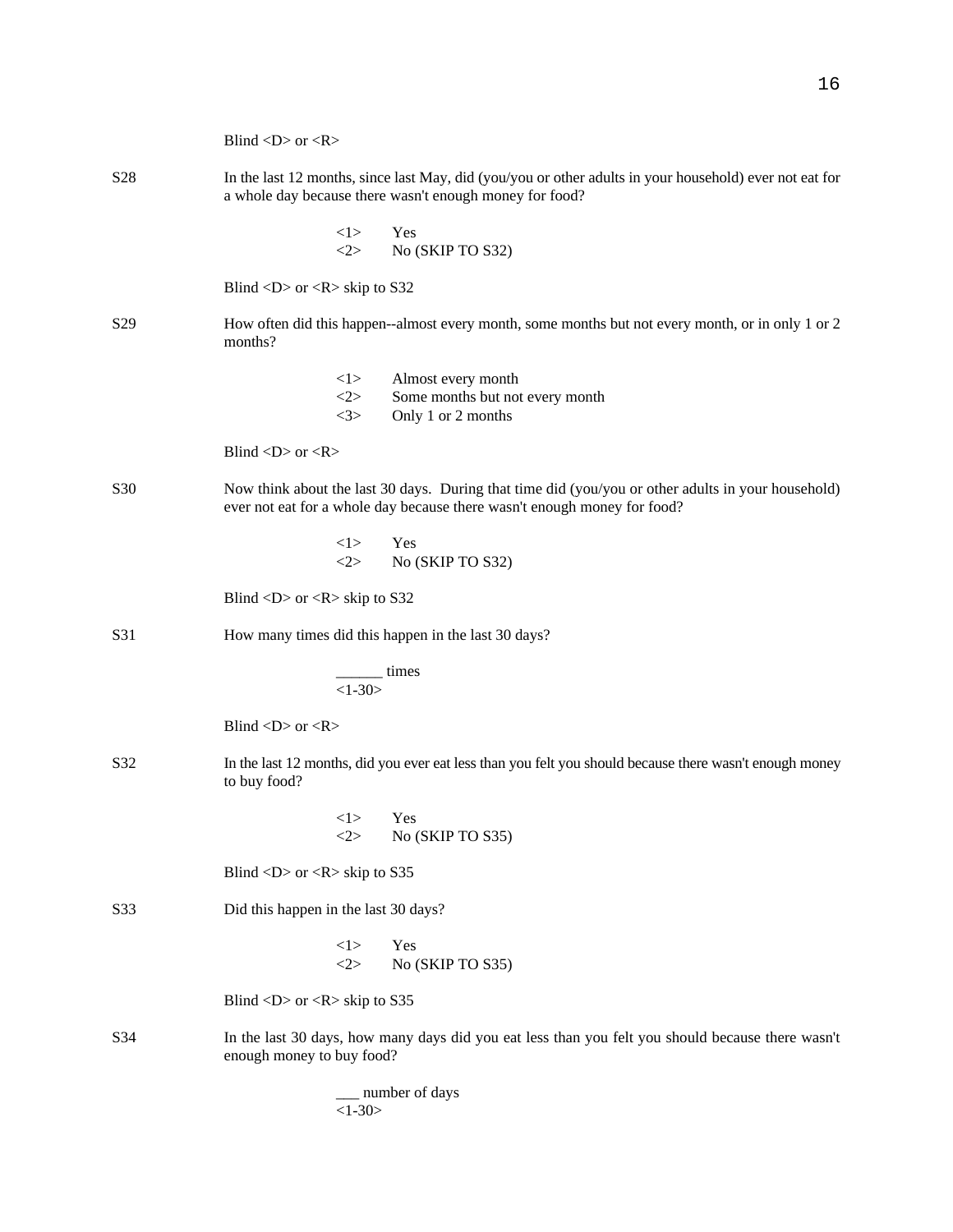Blind <D> or <R>

S28 In the last 12 months, since last May, did (you/you or other adults in your household) ever not eat for a whole day because there wasn't enough money for food?

<1> Yes
<2> No (SKIP TO S32)

Blind <D> or <R> skip to S32

S29 How often did this happen--almost every month, some months but not every month, or in only 1 or 2 months?

<1> Almost every month
<2> Some months but not every month
<3> Only 1 or 2 months

Blind <D> or <R>

S30 Now think about the last 30 days. During that time did (you/you or other adults in your household) ever not eat for a whole day because there wasn't enough money for food?

<1> Yes
<2> No (SKIP TO S32)

Blind <D> or <R> skip to S32

S31 How many times did this happen in the last 30 days?

______ times
<1-30>

Blind <D> or <R>

S32 In the last 12 months, did you ever eat less than you felt you should because there wasn't enough money to buy food?

<1> Yes
<2> No (SKIP TO S35)

Blind <D> or <R> skip to S35

S33 Did this happen in the last 30 days?

<1> Yes
<2> No (SKIP TO S35)

Blind <D> or <R> skip to S35

S34 In the last 30 days, how many days did you eat less than you felt you should because there wasn't enough money to buy food?

___ number of days
<1-30>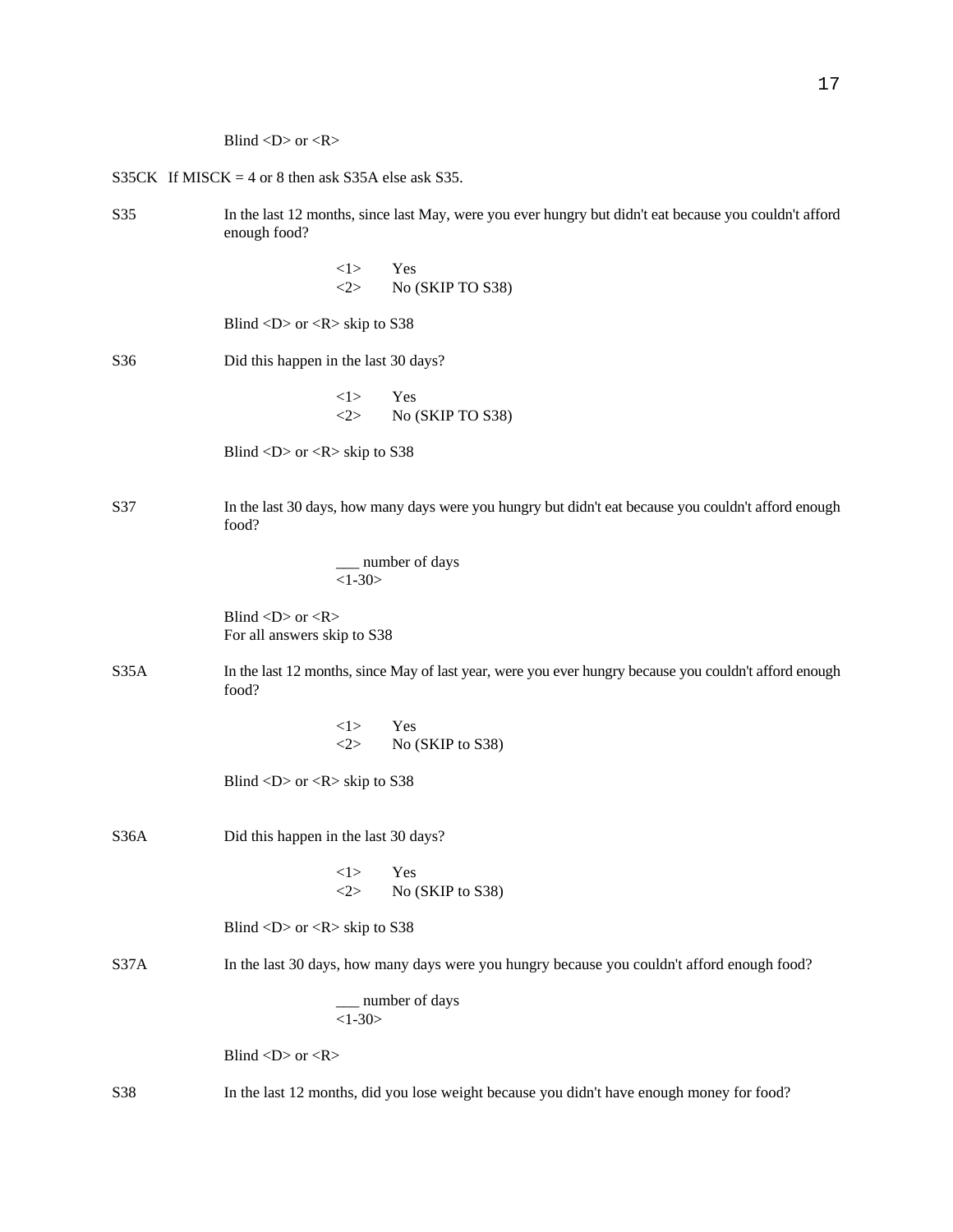Blind <D> or <R>

S35CK If MISCK = 4 or 8 then ask S35A else ask S35.

S35 In the last 12 months, since last May, were you ever hungry but didn't eat because you couldn't afford enough food?

<1> Yes
<2> No (SKIP TO S38)

Blind <D> or <R> skip to S38

S36 Did this happen in the last 30 days?

<1> Yes
<2> No (SKIP TO S38)

Blind <D> or <R> skip to S38

S37 In the last 30 days, how many days were you hungry but didn't eat because you couldn't afford enough food?

___ number of days
<1-30>

Blind <D> or <R>
For all answers skip to S38

S35A In the last 12 months, since May of last year, were you ever hungry because you couldn't afford enough food?

<1> Yes
<2> No (SKIP to S38)

Blind <D> or <R> skip to S38

S36A Did this happen in the last 30 days?

<1> Yes
<2> No (SKIP to S38)

Blind <D> or <R> skip to S38

S37A In the last 30 days, how many days were you hungry because you couldn't afford enough food?

___ number of days
<1-30>

Blind <D> or <R>

S38 In the last 12 months, did you lose weight because you didn't have enough money for food?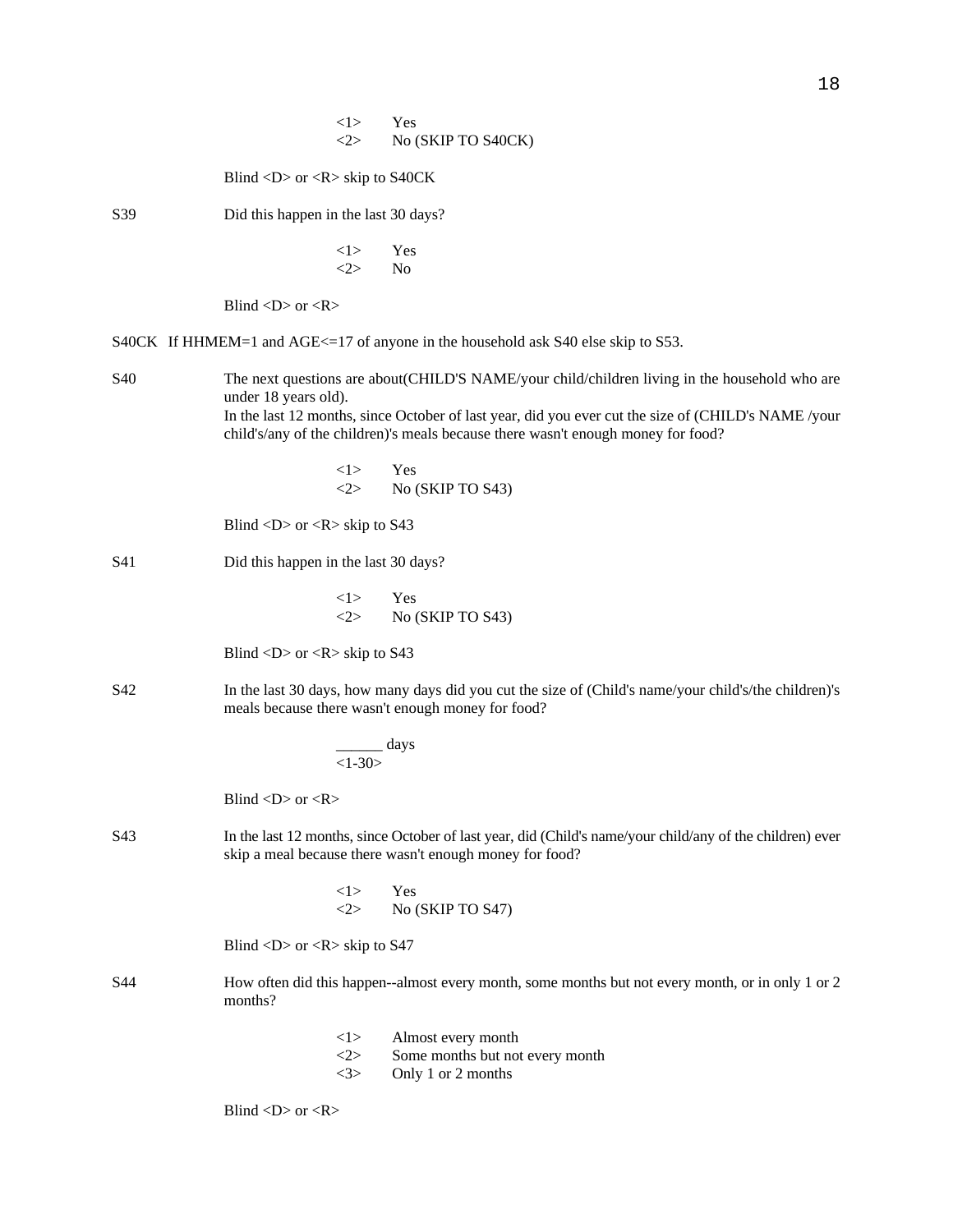<1> Yes
<2> No (SKIP TO S40CK)

Blind <D> or <R> skip to S40CK

S39 Did this happen in the last 30 days?

<1> Yes
<2> No

Blind <D> or <R>

S40CK If HHMEM=1 and AGE<=17 of anyone in the household ask S40 else skip to S53.

S40 The next questions are about(CHILD'S NAME/your child/children living in the household who are under 18 years old).
In the last 12 months, since October of last year, did you ever cut the size of (CHILD's NAME /your child's/any of the children)'s meals because there wasn't enough money for food?

<1> Yes
<2> No (SKIP TO S43)

Blind <D> or <R> skip to S43

S41 Did this happen in the last 30 days?

<1> Yes
<2> No (SKIP TO S43)

Blind <D> or <R> skip to S43

S42 In the last 30 days, how many days did you cut the size of (Child's name/your child's/the children)'s meals because there wasn't enough money for food?

______ days
<1-30>

Blind <D> or <R>

S43 In the last 12 months, since October of last year, did (Child's name/your child/any of the children) ever skip a meal because there wasn't enough money for food?

<1> Yes
<2> No (SKIP TO S47)

Blind <D> or <R> skip to S47

S44 How often did this happen--almost every month, some months but not every month, or in only 1 or 2 months?

<1> Almost every month
<2> Some months but not every month
<3> Only 1 or 2 months

Blind <D> or <R>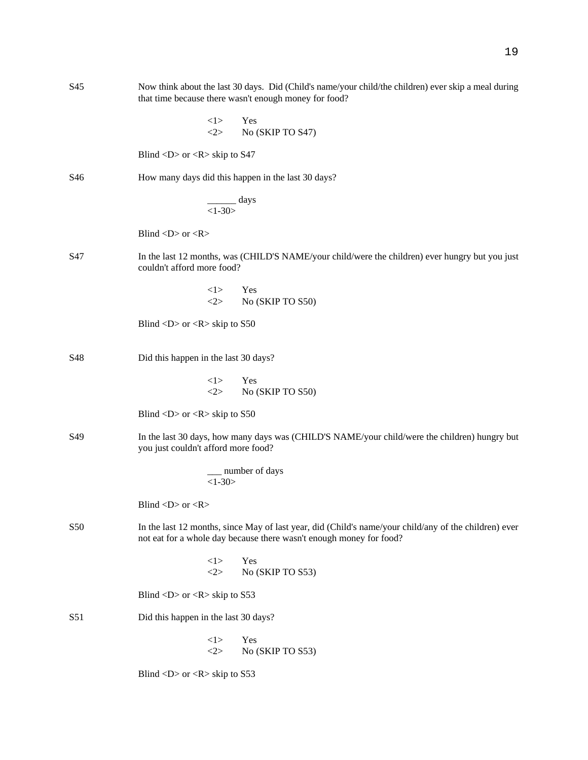S45 Now think about the last 30 days. Did (Child's name/your child/the children) ever skip a meal during that time because there wasn't enough money for food?

<1> Yes
<2> No (SKIP TO S47)

Blind <D> or <R> skip to S47

S46 How many days did this happen in the last 30 days?

______ days
<1-30>

Blind <D> or <R>

S47 In the last 12 months, was (CHILD'S NAME/your child/were the children) ever hungry but you just couldn't afford more food?

<1> Yes
<2> No (SKIP TO S50)

Blind <D> or <R> skip to S50

S48 Did this happen in the last 30 days?

<1> Yes
<2> No (SKIP TO S50)

Blind <D> or <R> skip to S50

S49 In the last 30 days, how many days was (CHILD'S NAME/your child/were the children) hungry but you just couldn't afford more food?

___ number of days
<1-30>

Blind <D> or <R>

S50 In the last 12 months, since May of last year, did (Child's name/your child/any of the children) ever not eat for a whole day because there wasn't enough money for food?

<1> Yes
<2> No (SKIP TO S53)

Blind <D> or <R> skip to S53

S51 Did this happen in the last 30 days?

<1> Yes
<2> No (SKIP TO S53)

Blind <D> or <R> skip to S53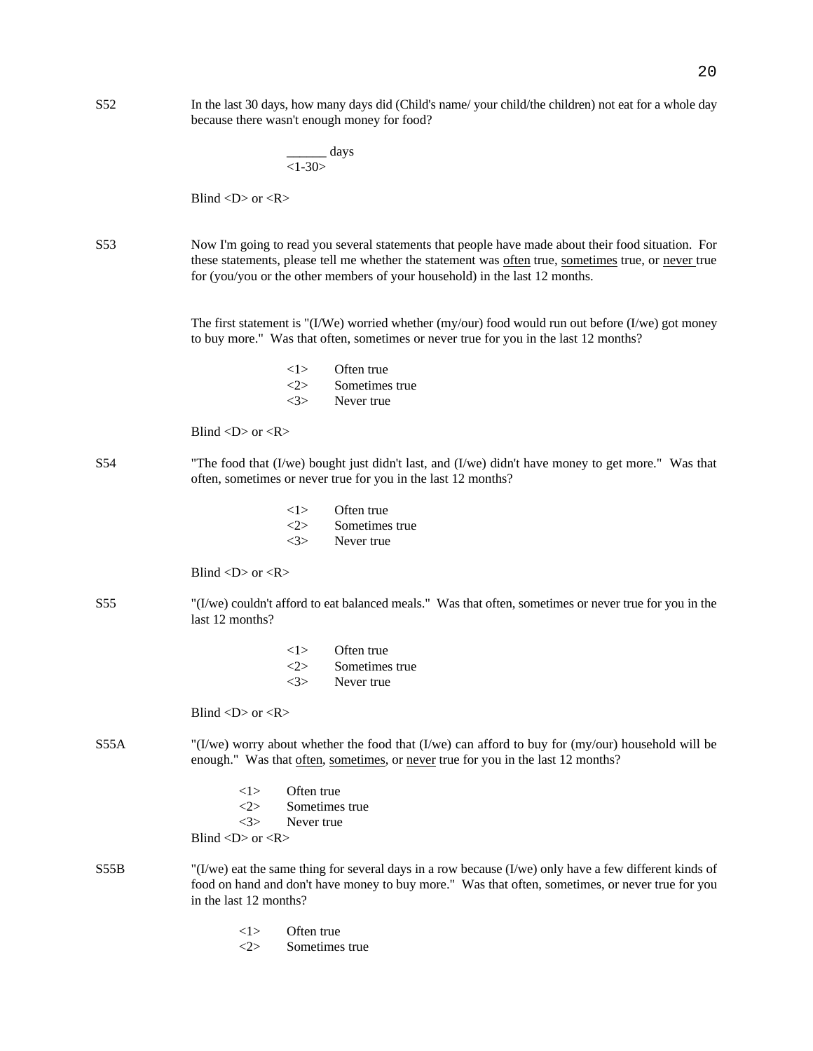S52

In the last 30 days, how many days did (Child's name/ your child/the children) not eat for a whole day because there wasn't enough money for food?

______ days
<1-30>

Blind <D> or <R>

S53

Now I'm going to read you several statements that people have made about their food situation. For these statements, please tell me whether the statement was often true, sometimes true, or never true for (you/you or the other members of your household) in the last 12 months.

The first statement is "(I/We) worried whether (my/our) food would run out before (I/we) got money to buy more." Was that often, sometimes or never true for you in the last 12 months?

<1> Often true
<2> Sometimes true
<3> Never true

Blind <D> or <R>

S54

"The food that (I/we) bought just didn't last, and (I/we) didn't have money to get more." Was that often, sometimes or never true for you in the last 12 months?

<1> Often true
<2> Sometimes true
<3> Never true

Blind <D> or <R>

S55

"(I/we) couldn't afford to eat balanced meals." Was that often, sometimes or never true for you in the last 12 months?

<1> Often true
<2> Sometimes true
<3> Never true

Blind <D> or <R>

S55A

"(I/we) worry about whether the food that (I/we) can afford to buy for (my/our) household will be enough." Was that often, sometimes, or never true for you in the last 12 months?

<1> Often true
<2> Sometimes true
<3> Never true

Blind <D> or <R>

S55B

"(I/we) eat the same thing for several days in a row because (I/we) only have a few different kinds of food on hand and don't have money to buy more." Was that often, sometimes, or never true for you in the last 12 months?

<1> Often true
<2> Sometimes true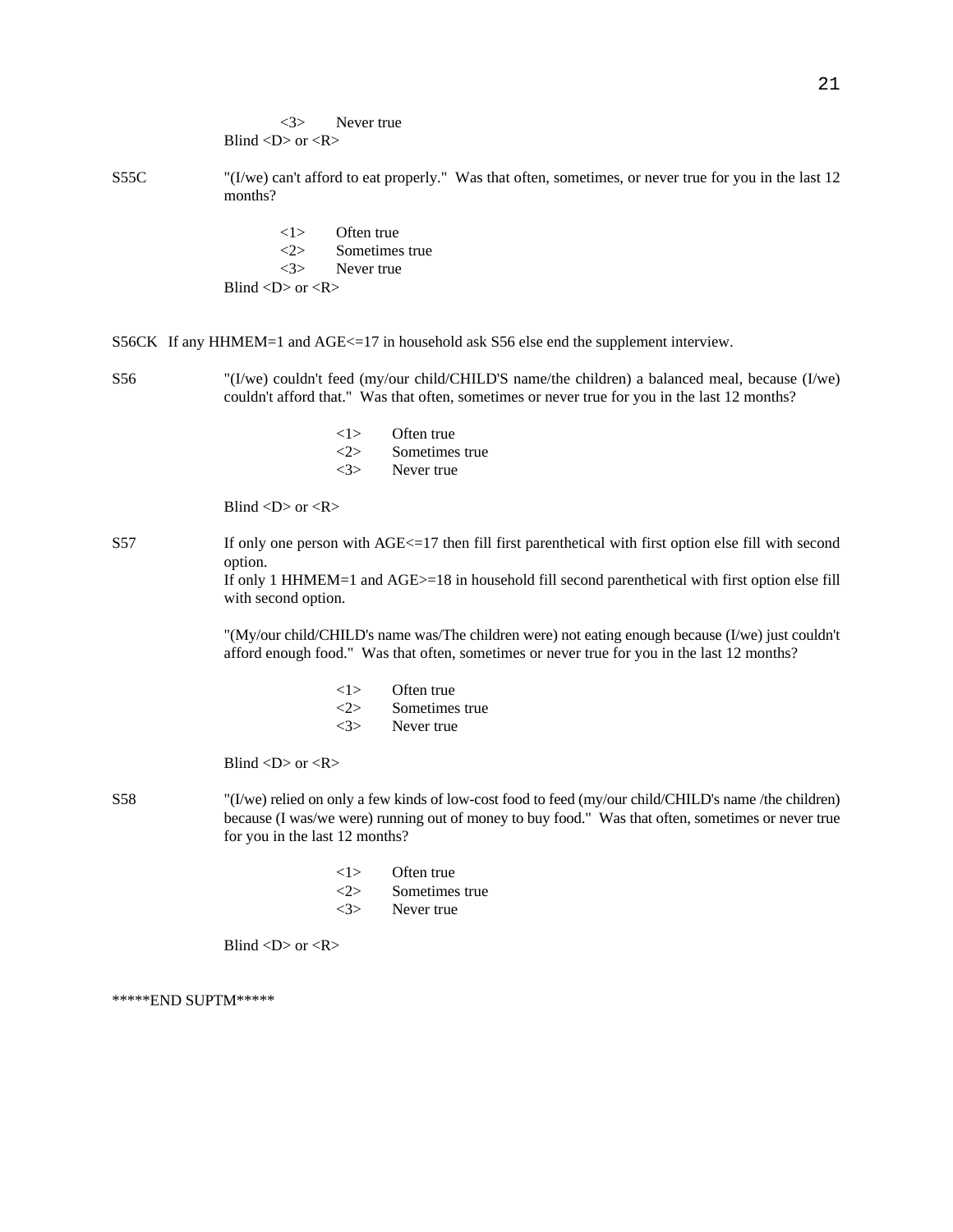<3> Never true

Blind <D> or <R>

S55C "(I/we) can't afford to eat properly." Was that often, sometimes, or never true for you in the last 12 months?

<1> Often true
<2> Sometimes true
<3> Never true

Blind <D> or <R>

S56CK If any HHMEM=1 and AGE<=17 in household ask S56 else end the supplement interview.

S56 "(I/we) couldn't feed (my/our child/CHILD'S name/the children) a balanced meal, because (I/we) couldn't afford that." Was that often, sometimes or never true for you in the last 12 months?

<1> Often true
<2> Sometimes true
<3> Never true

Blind <D> or <R>

S57 If only one person with AGE<=17 then fill first parenthetical with first option else fill with second option.
If only 1 HHMEM=1 and AGE>=18 in household fill second parenthetical with first option else fill with second option.

"(My/our child/CHILD's name was/The children were) not eating enough because (I/we) just couldn't afford enough food." Was that often, sometimes or never true for you in the last 12 months?

<1> Often true
<2> Sometimes true
<3> Never true

Blind <D> or <R>

S58 "(I/we) relied on only a few kinds of low-cost food to feed (my/our child/CHILD's name /the children) because (I was/we were) running out of money to buy food." Was that often, sometimes or never true for you in the last 12 months?

<1> Often true
<2> Sometimes true
<3> Never true

Blind <D> or <R>

*****END SUPTM*****